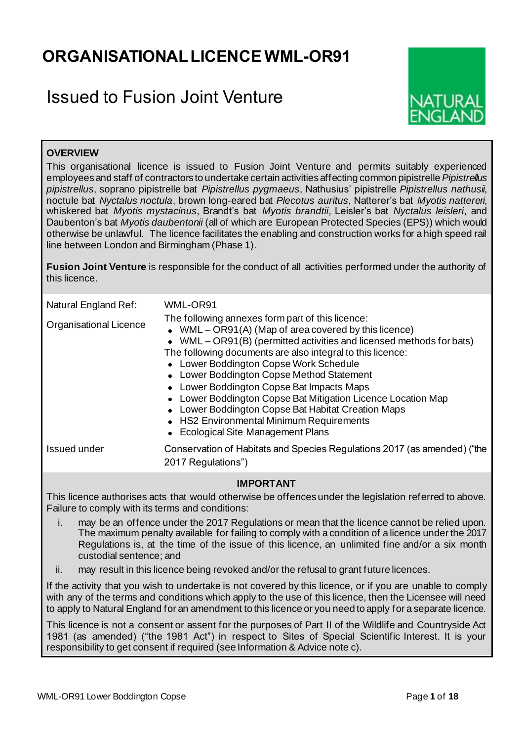# ORGANISATIONAL LICENCE WML-OR91

## Issued to Fusion Joint Venture

**OVERVIEW**

This organisational licence is issued to Fusion Joint Venture and permits suitably experienced employees and staff of contractors to undertake certain activities affecting common pipistrelle *Pipistrellus pipistrellus*, soprano pipistrelle bat *Pipistrellus pygmaeus*, Nathusius' pipistrelle *Pipistrellus nathusii*, noctule bat *Nyctalus noctula*, brown long-eared bat *Plecotus auritus*, Natterer's bat *Myotis nattereri*, whiskered bat *Myotis mystacinus*, Brandt's bat *Myotis brandtii*, Leisler's bat *Nyctalus leisleri*, and Daubenton's bat *Myotis daubentonii* (all of which are European Protected Species (EPS)) which would otherwise be unlawful. The licence facilitates the enabling and construction works for a high speed rail line between London and Birmingham (Phase 1).

**Fusion Joint Venture** is responsible for the conduct of all activities performed under the authority of this licence.

| | |
|---|---|
| Natural England Ref: | WML-OR91 |
| Organisational Licence | The following annexes form part of this licence:<br>• WML – OR91(A) (Map of area covered by this licence)<br>• WML – OR91(B) (permitted activities and licensed methods for bats)<br>The following documents are also integral to this licence:<br>• Lower Boddington Copse Work Schedule<br>• Lower Boddington Copse Method Statement<br>• Lower Boddington Copse Bat Impacts Maps<br>• Lower Boddington Copse Bat Mitigation Licence Location Map<br>• Lower Boddington Copse Bat Habitat Creation Maps<br>• HS2 Environmental Minimum Requirements<br>• Ecological Site Management Plans |
| Issued under | Conservation of Habitats and Species Regulations 2017 (as amended) ("the 2017 Regulations") |

**IMPORTANT**

This licence authorises acts that would otherwise be offences under the legislation referred to above. Failure to comply with its terms and conditions:

i. may be an offence under the 2017 Regulations or mean that the licence cannot be relied upon. The maximum penalty available for failing to comply with a condition of a licence under the 2017 Regulations is, at the time of the issue of this licence, an unlimited fine and/or a six month custodial sentence; and

ii. may result in this licence being revoked and/or the refusal to grant future licences.

If the activity that you wish to undertake is not covered by this licence, or if you are unable to comply with any of the terms and conditions which apply to the use of this licence, then the Licensee will need to apply to Natural England for an amendment to this licence or you need to apply for a separate licence.

This licence is not a consent or assent for the purposes of Part II of the Wildlife and Countryside Act 1981 (as amended) ("the 1981 Act") in respect to Sites of Special Scientific Interest. It is your responsibility to get consent if required (see Information & Advice note c).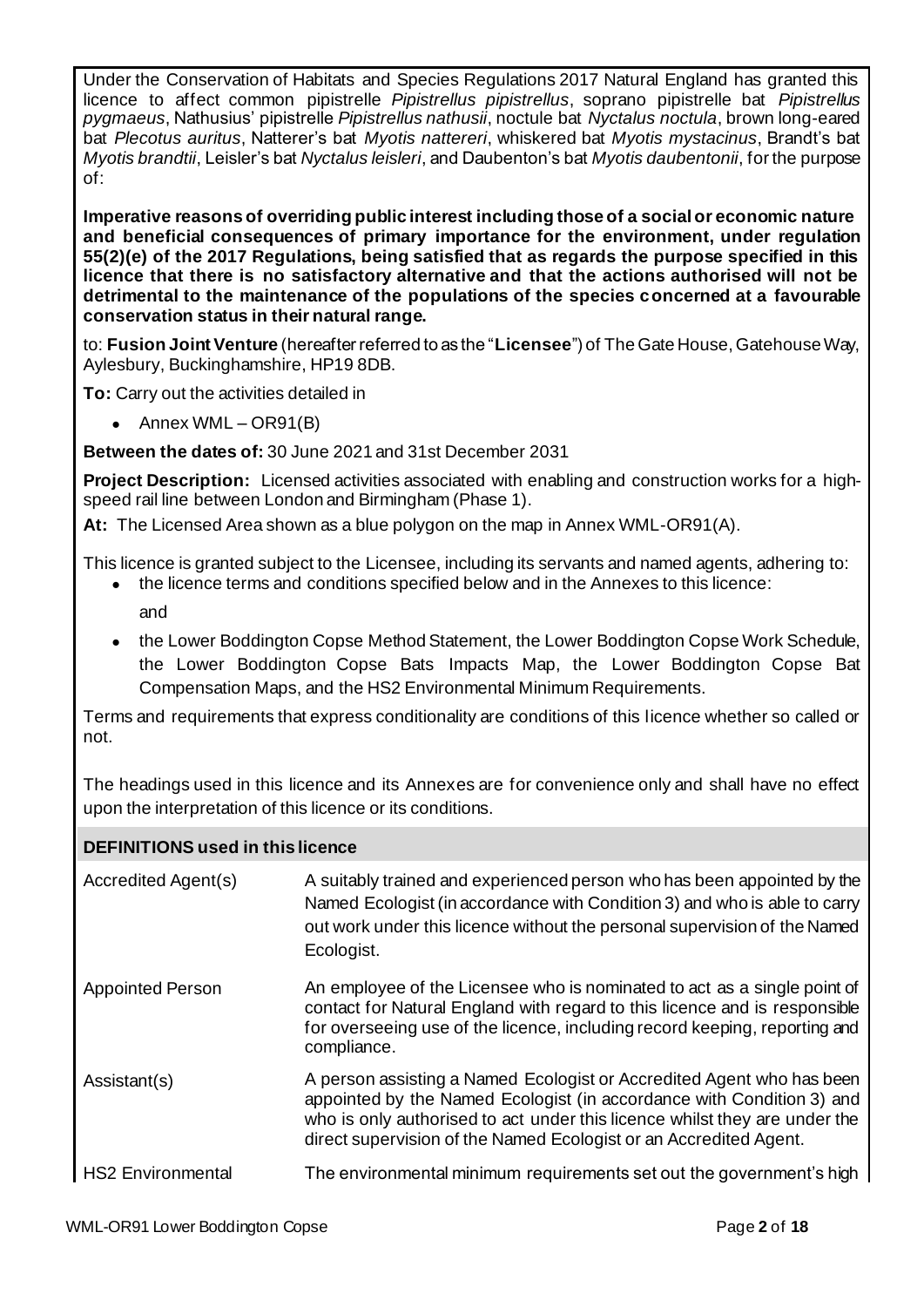Under the Conservation of Habitats and Species Regulations 2017 Natural England has granted this licence to affect common pipistrelle *Pipistrellus pipistrellus*, soprano pipistrelle bat *Pipistrellus pygmaeus*, Nathusius' pipistrelle *Pipistrellus nathusii*, noctule bat *Nyctalus noctula*, brown long-eared bat *Plecotus auritus*, Natterer's bat *Myotis nattereri*, whiskered bat *Myotis mystacinus*, Brandt's bat *Myotis brandtii*, Leisler's bat *Nyctalus leisleri*, and Daubenton's bat *Myotis daubentonii*, for the purpose of:

**Imperative reasons of overriding public interest including those of a social or economic nature and beneficial consequences of primary importance for the environment, under regulation 55(2)(e) of the 2017 Regulations, being satisfied that as regards the purpose specified in this licence that there is no satisfactory alternative and that the actions authorised will not be detrimental to the maintenance of the populations of the species concerned at a favourable conservation status in their natural range.**

to: **Fusion Joint Venture** (hereafter referred to as the "**Licensee**") of The Gate House, Gatehouse Way, Aylesbury, Buckinghamshire, HP19 8DB.

**To:** Carry out the activities detailed in

- Annex WML – OR91(B)

**Between the dates of:** 30 June 2021 and 31st December 2031

**Project Description:** Licensed activities associated with enabling and construction works for a high-speed rail line between London and Birmingham (Phase 1).

**At:** The Licensed Area shown as a blue polygon on the map in Annex WML-OR91(A).

This licence is granted subject to the Licensee, including its servants and named agents, adhering to:

- the licence terms and conditions specified below and in the Annexes to this licence:

  and

- the Lower Boddington Copse Method Statement, the Lower Boddington Copse Work Schedule, the Lower Boddington Copse Bats Impacts Map, the Lower Boddington Copse Bat Compensation Maps, and the HS2 Environmental Minimum Requirements.

Terms and requirements that express conditionality are conditions of this licence whether so called or not.

The headings used in this licence and its Annexes are for convenience only and shall have no effect upon the interpretation of this licence or its conditions.

## DEFINITIONS used in this licence

| | |
|---|---|
| Accredited Agent(s) | A suitably trained and experienced person who has been appointed by the Named Ecologist (in accordance with Condition 3) and who is able to carry out work under this licence without the personal supervision of the Named Ecologist. |
| Appointed Person | An employee of the Licensee who is nominated to act as a single point of contact for Natural England with regard to this licence and is responsible for overseeing use of the licence, including record keeping, reporting and compliance. |
| Assistant(s) | A person assisting a Named Ecologist or Accredited Agent who has been appointed by the Named Ecologist (in accordance with Condition 3) and who is only authorised to act under this licence whilst they are under the direct supervision of the Named Ecologist or an Accredited Agent. |
| HS2 Environmental | The environmental minimum requirements set out the government's high |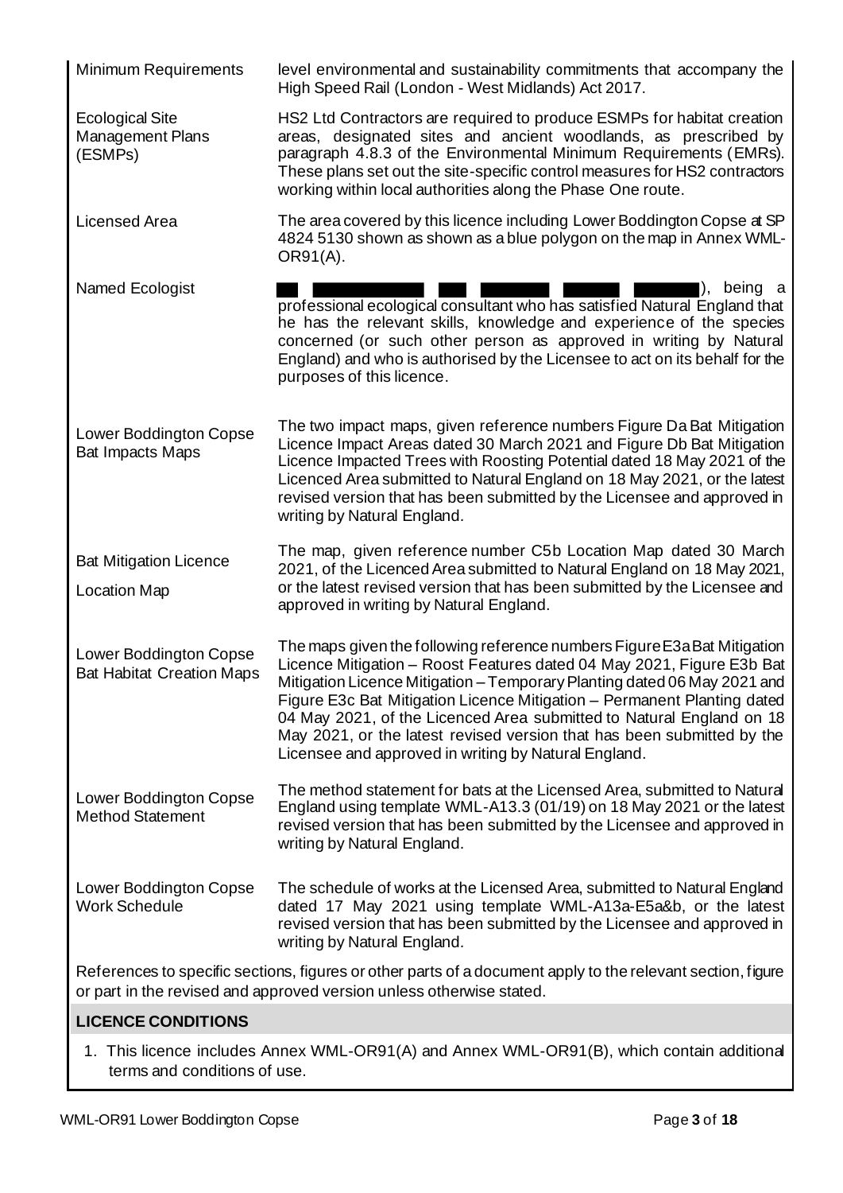| | |
|---|---|
| Minimum Requirements | level environmental and sustainability commitments that accompany the High Speed Rail (London - West Midlands) Act 2017. |
| Ecological Site Management Plans (ESMPs) | HS2 Ltd Contractors are required to produce ESMPs for habitat creation areas, designated sites and ancient woodlands, as prescribed by paragraph 4.8.3 of the Environmental Minimum Requirements (EMRs). These plans set out the site-specific control measures for HS2 contractors working within local authorities along the Phase One route. |
| Licensed Area | The area covered by this licence including Lower Boddington Copse at SP 4824 5130 shown as shown as a blue polygon on the map in Annex WML-OR91(A). |
| Named Ecologist | ██ ████████ ██ █████ ████ █████), being a professional ecological consultant who has satisfied Natural England that he has the relevant skills, knowledge and experience of the species concerned (or such other person as approved in writing by Natural England) and who is authorised by the Licensee to act on its behalf for the purposes of this licence. |
| Lower Boddington Copse Bat Impacts Maps | The two impact maps, given reference numbers Figure Da Bat Mitigation Licence Impact Areas dated 30 March 2021 and Figure Db Bat Mitigation Licence Impacted Trees with Roosting Potential dated 18 May 2021 of the Licenced Area submitted to Natural England on 18 May 2021, or the latest revised version that has been submitted by the Licensee and approved in writing by Natural England. |
| Bat Mitigation Licence Location Map | The map, given reference number C5b Location Map dated 30 March 2021, of the Licenced Area submitted to Natural England on 18 May 2021, or the latest revised version that has been submitted by the Licensee and approved in writing by Natural England. |
| Lower Boddington Copse Bat Habitat Creation Maps | The maps given the following reference numbers Figure E3a Bat Mitigation Licence Mitigation – Roost Features dated 04 May 2021, Figure E3b Bat Mitigation Licence Mitigation – Temporary Planting dated 06 May 2021 and Figure E3c Bat Mitigation Licence Mitigation – Permanent Planting dated 04 May 2021, of the Licenced Area submitted to Natural England on 18 May 2021, or the latest revised version that has been submitted by the Licensee and approved in writing by Natural England. |
| Lower Boddington Copse Method Statement | The method statement for bats at the Licensed Area, submitted to Natural England using template WML-A13.3 (01/19) on 18 May 2021 or the latest revised version that has been submitted by the Licensee and approved in writing by Natural England. |
| Lower Boddington Copse Work Schedule | The schedule of works at the Licensed Area, submitted to Natural England dated 17 May 2021 using template WML-A13a-E5a&b, or the latest revised version that has been submitted by the Licensee and approved in writing by Natural England. |

References to specific sections, figures or other parts of a document apply to the relevant section, figure or part in the revised and approved version unless otherwise stated.

## LICENCE CONDITIONS

1. This licence includes Annex WML-OR91(A) and Annex WML-OR91(B), which contain additional terms and conditions of use.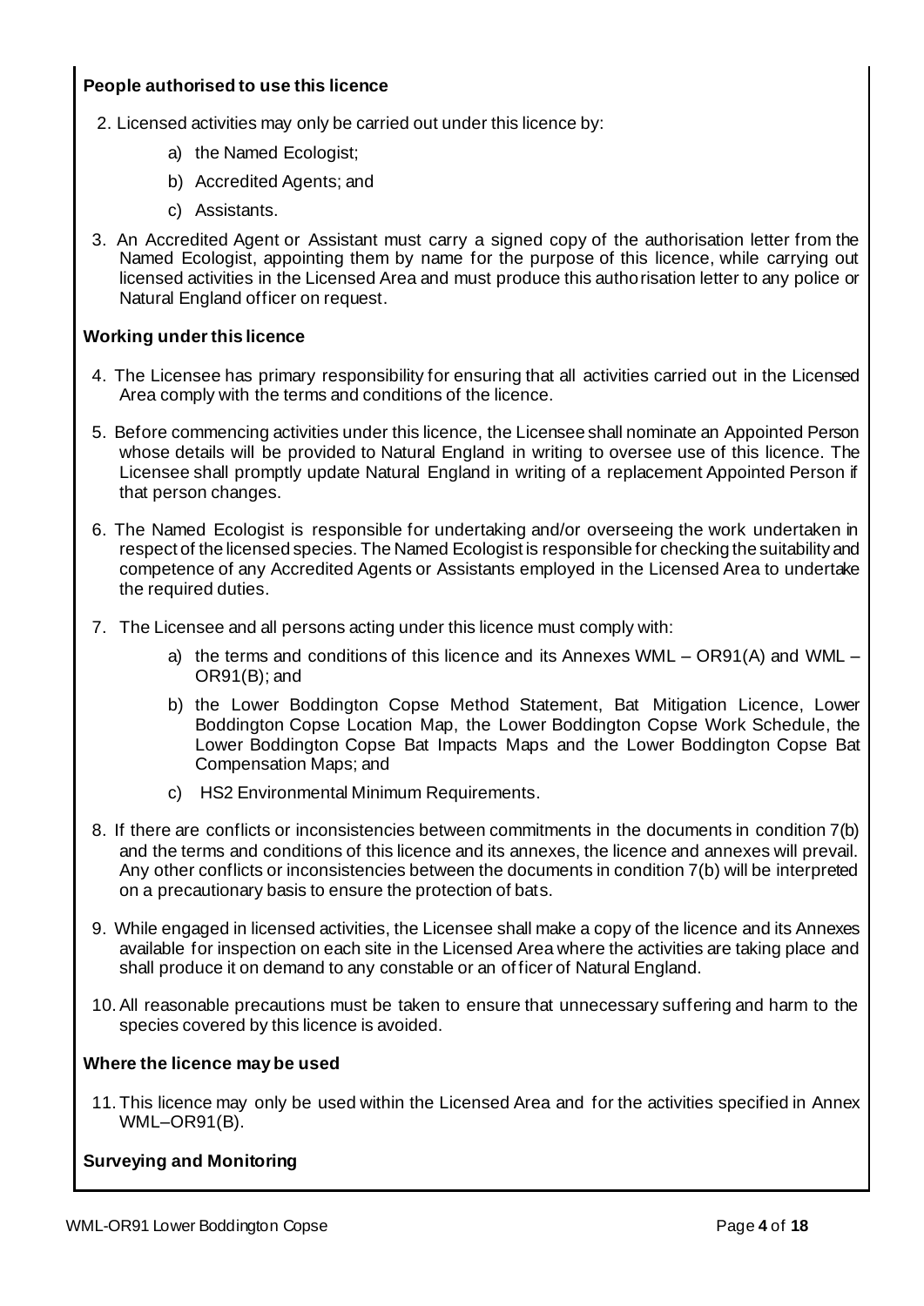**People authorised to use this licence**

2. Licensed activities may only be carried out under this licence by:
    a) the Named Ecologist;
    b) Accredited Agents; and
    c) Assistants.

3. An Accredited Agent or Assistant must carry a signed copy of the authorisation letter from the Named Ecologist, appointing them by name for the purpose of this licence, while carrying out licensed activities in the Licensed Area and must produce this authorisation letter to any police or Natural England officer on request.

**Working under this licence**

4. The Licensee has primary responsibility for ensuring that all activities carried out in the Licensed Area comply with the terms and conditions of the licence.

5. Before commencing activities under this licence, the Licensee shall nominate an Appointed Person whose details will be provided to Natural England in writing to oversee use of this licence. The Licensee shall promptly update Natural England in writing of a replacement Appointed Person if that person changes.

6. The Named Ecologist is responsible for undertaking and/or overseeing the work undertaken in respect of the licensed species. The Named Ecologist is responsible for checking the suitability and competence of any Accredited Agents or Assistants employed in the Licensed Area to undertake the required duties.

7. The Licensee and all persons acting under this licence must comply with:
    a) the terms and conditions of this licence and its Annexes WML – OR91(A) and WML – OR91(B); and
    b) the Lower Boddington Copse Method Statement, Bat Mitigation Licence, Lower Boddington Copse Location Map, the Lower Boddington Copse Work Schedule, the Lower Boddington Copse Bat Impacts Maps and the Lower Boddington Copse Bat Compensation Maps; and
    c) HS2 Environmental Minimum Requirements.

8. If there are conflicts or inconsistencies between commitments in the documents in condition 7(b) and the terms and conditions of this licence and its annexes, the licence and annexes will prevail. Any other conflicts or inconsistencies between the documents in condition 7(b) will be interpreted on a precautionary basis to ensure the protection of bats.

9. While engaged in licensed activities, the Licensee shall make a copy of the licence and its Annexes available for inspection on each site in the Licensed Area where the activities are taking place and shall produce it on demand to any constable or an officer of Natural England.

10. All reasonable precautions must be taken to ensure that unnecessary suffering and harm to the species covered by this licence is avoided.

**Where the licence may be used**

11. This licence may only be used within the Licensed Area and for the activities specified in Annex WML–OR91(B).

**Surveying and Monitoring**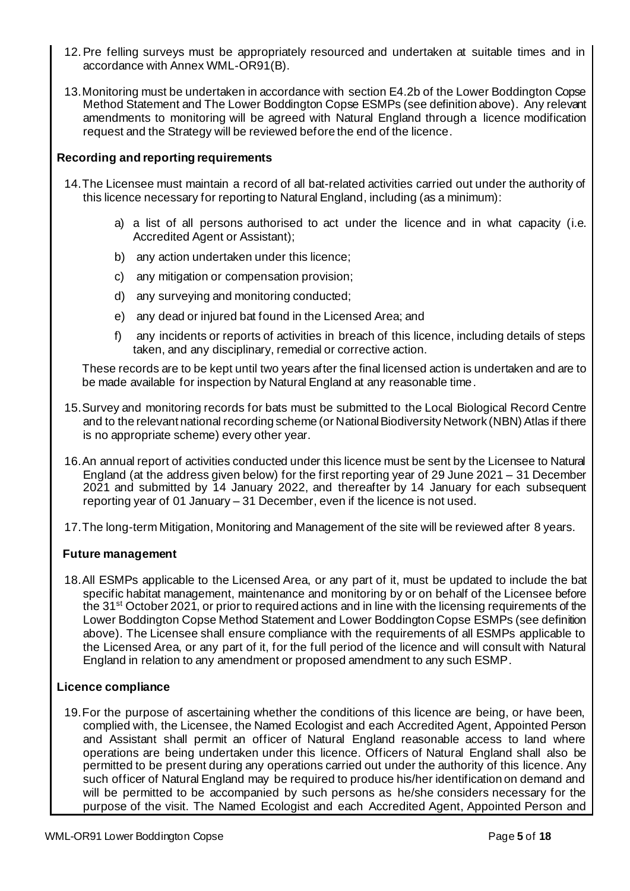12. Pre felling surveys must be appropriately resourced and undertaken at suitable times and in accordance with Annex WML-OR91(B).

13. Monitoring must be undertaken in accordance with section E4.2b of the Lower Boddington Copse Method Statement and The Lower Boddington Copse ESMPs (see definition above). Any relevant amendments to monitoring will be agreed with Natural England through a licence modification request and the Strategy will be reviewed before the end of the licence.

**Recording and reporting requirements**

14. The Licensee must maintain a record of all bat-related activities carried out under the authority of this licence necessary for reporting to Natural England, including (as a minimum):

    a) a list of all persons authorised to act under the licence and in what capacity (i.e. Accredited Agent or Assistant);

    b) any action undertaken under this licence;

    c) any mitigation or compensation provision;

    d) any surveying and monitoring conducted;

    e) any dead or injured bat found in the Licensed Area; and

    f) any incidents or reports of activities in breach of this licence, including details of steps taken, and any disciplinary, remedial or corrective action.

    These records are to be kept until two years after the final licensed action is undertaken and are to be made available for inspection by Natural England at any reasonable time.

15. Survey and monitoring records for bats must be submitted to the Local Biological Record Centre and to the relevant national recording scheme (or National Biodiversity Network (NBN) Atlas if there is no appropriate scheme) every other year.

16. An annual report of activities conducted under this licence must be sent by the Licensee to Natural England (at the address given below) for the first reporting year of 29 June 2021 – 31 December 2021 and submitted by 14 January 2022, and thereafter by 14 January for each subsequent reporting year of 01 January – 31 December, even if the licence is not used.

17. The long-term Mitigation, Monitoring and Management of the site will be reviewed after 8 years.

**Future management**

18. All ESMPs applicable to the Licensed Area, or any part of it, must be updated to include the bat specific habitat management, maintenance and monitoring by or on behalf of the Licensee before the 31st October 2021, or prior to required actions and in line with the licensing requirements of the Lower Boddington Copse Method Statement and Lower Boddington Copse ESMPs (see definition above). The Licensee shall ensure compliance with the requirements of all ESMPs applicable to the Licensed Area, or any part of it, for the full period of the licence and will consult with Natural England in relation to any amendment or proposed amendment to any such ESMP.

**Licence compliance**

19. For the purpose of ascertaining whether the conditions of this licence are being, or have been, complied with, the Licensee, the Named Ecologist and each Accredited Agent, Appointed Person and Assistant shall permit an officer of Natural England reasonable access to land where operations are being undertaken under this licence. Officers of Natural England shall also be permitted to be present during any operations carried out under the authority of this licence. Any such officer of Natural England may be required to produce his/her identification on demand and will be permitted to be accompanied by such persons as he/she considers necessary for the purpose of the visit. The Named Ecologist and each Accredited Agent, Appointed Person and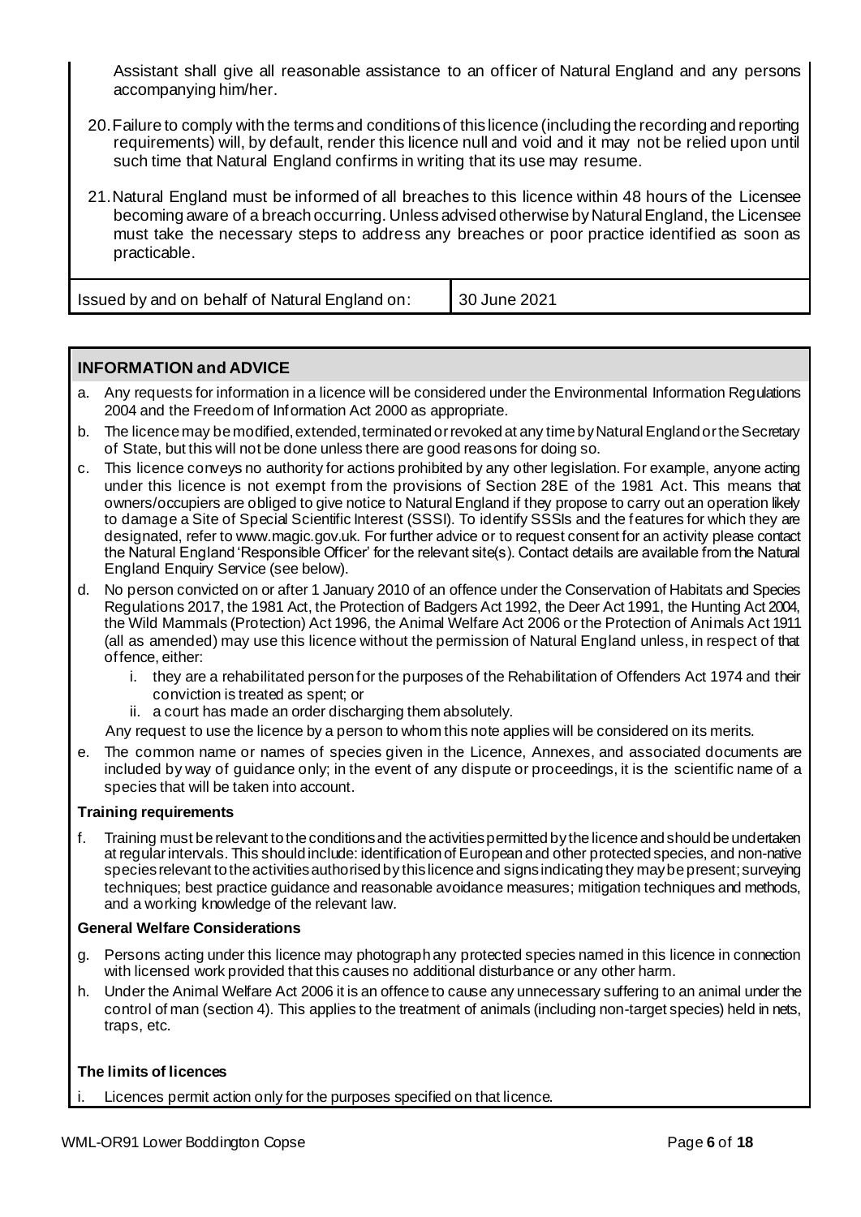Assistant shall give all reasonable assistance to an officer of Natural England and any persons accompanying him/her.

20. Failure to comply with the terms and conditions of this licence (including the recording and reporting requirements) will, by default, render this licence null and void and it may not be relied upon until such time that Natural England confirms in writing that its use may resume.

21. Natural England must be informed of all breaches to this licence within 48 hours of the Licensee becoming aware of a breach occurring. Unless advised otherwise by Natural England, the Licensee must take the necessary steps to address any breaches or poor practice identified as soon as practicable.

| Issued by and on behalf of Natural England on: | 30 June 2021 |
|---|---|

## INFORMATION and ADVICE

a. Any requests for information in a licence will be considered under the Environmental Information Regulations 2004 and the Freedom of Information Act 2000 as appropriate.

b. The licence may be modified, extended, terminated or revoked at any time by Natural England or the Secretary of State, but this will not be done unless there are good reasons for doing so.

c. This licence conveys no authority for actions prohibited by any other legislation. For example, anyone acting under this licence is not exempt from the provisions of Section 28E of the 1981 Act. This means that owners/occupiers are obliged to give notice to Natural England if they propose to carry out an operation likely to damage a Site of Special Scientific Interest (SSSI). To identify SSSIs and the features for which they are designated, refer to www.magic.gov.uk. For further advice or to request consent for an activity please contact the Natural England 'Responsible Officer' for the relevant site(s). Contact details are available from the Natural England Enquiry Service (see below).

d. No person convicted on or after 1 January 2010 of an offence under the Conservation of Habitats and Species Regulations 2017, the 1981 Act, the Protection of Badgers Act 1992, the Deer Act 1991, the Hunting Act 2004, the Wild Mammals (Protection) Act 1996, the Animal Welfare Act 2006 or the Protection of Animals Act 1911 (all as amended) may use this licence without the permission of Natural England unless, in respect of that offence, either:
   i. they are a rehabilitated person for the purposes of the Rehabilitation of Offenders Act 1974 and their conviction is treated as spent; or
   ii. a court has made an order discharging them absolutely.

   Any request to use the licence by a person to whom this note applies will be considered on its merits.

e. The common name or names of species given in the Licence, Annexes, and associated documents are included by way of guidance only; in the event of any dispute or proceedings, it is the scientific name of a species that will be taken into account.

### Training requirements

f. Training must be relevant to the conditions and the activities permitted by the licence and should be undertaken at regular intervals. This should include: identification of European and other protected species, and non-native species relevant to the activities authorised by this licence and signs indicating they may be present; surveying techniques; best practice guidance and reasonable avoidance measures; mitigation techniques and methods, and a working knowledge of the relevant law.

### General Welfare Considerations

g. Persons acting under this licence may photograph any protected species named in this licence in connection with licensed work provided that this causes no additional disturbance or any other harm.

h. Under the Animal Welfare Act 2006 it is an offence to cause any unnecessary suffering to an animal under the control of man (section 4). This applies to the treatment of animals (including non-target species) held in nets, traps, etc.

### The limits of licences

i. Licences permit action only for the purposes specified on that licence.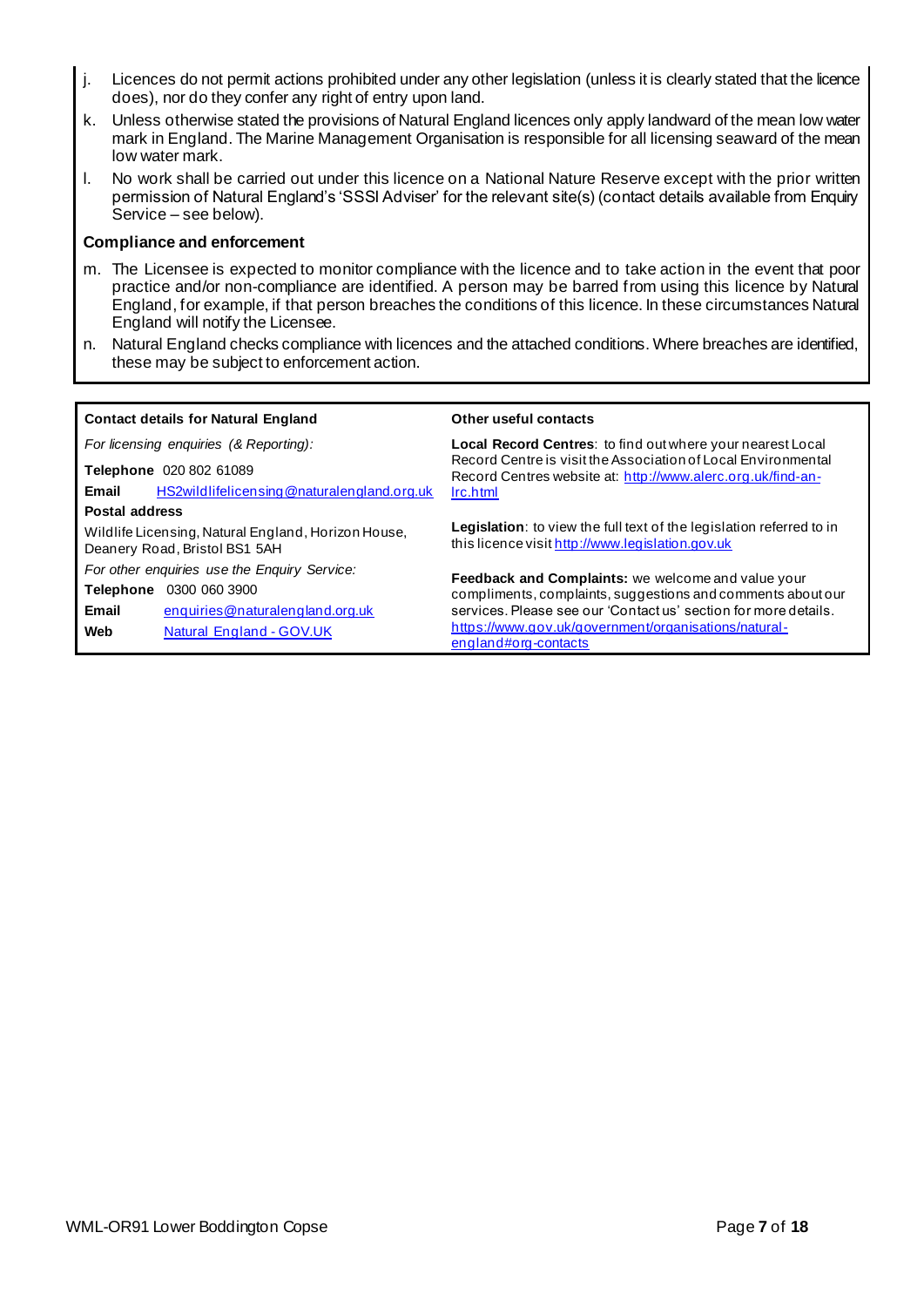j. Licences do not permit actions prohibited under any other legislation (unless it is clearly stated that the licence does), nor do they confer any right of entry upon land.

k. Unless otherwise stated the provisions of Natural England licences only apply landward of the mean low water mark in England. The Marine Management Organisation is responsible for all licensing seaward of the mean low water mark.

l. No work shall be carried out under this licence on a National Nature Reserve except with the prior written permission of Natural England's 'SSSI Adviser' for the relevant site(s) (contact details available from Enquiry Service – see below).

**Compliance and enforcement**

m. The Licensee is expected to monitor compliance with the licence and to take action in the event that poor practice and/or non-compliance are identified. A person may be barred from using this licence by Natural England, for example, if that person breaches the conditions of this licence. In these circumstances Natural England will notify the Licensee.

n. Natural England checks compliance with licences and the attached conditions. Where breaches are identified, these may be subject to enforcement action.

**Contact details for Natural England**

*For licensing enquiries (& Reporting):*

**Telephone** 020 802 61089

**Email** HS2wildlifelicensing@naturalengland.org.uk

**Postal address**

Wildlife Licensing, Natural England, Horizon House, Deanery Road, Bristol BS1 5AH

*For other enquiries use the Enquiry Service:*

**Telephone** 0300 060 3900

**Email** enquiries@naturalengland.org.uk

**Web** Natural England - GOV.UK

**Other useful contacts**

**Local Record Centres**: to find out where your nearest Local Record Centre is visit the Association of Local Environmental Record Centres website at: http://www.alerc.org.uk/find-an-lrc.html

**Legislation**: to view the full text of the legislation referred to in this licence visit http://www.legislation.gov.uk

**Feedback and Complaints:** we welcome and value your compliments, complaints, suggestions and comments about our services. Please see our 'Contact us' section for more details. https://www.gov.uk/government/organisations/natural-england#org-contacts

WML-OR91 Lower Boddington Copse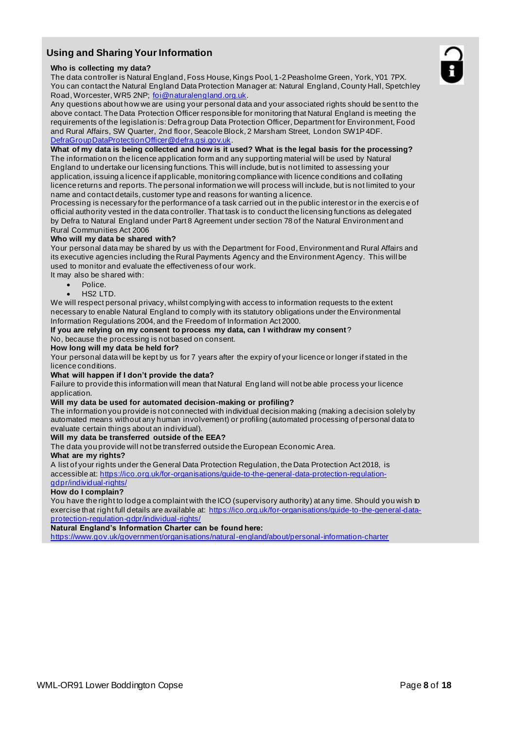## Using and Sharing Your Information

**Who is collecting my data?**

The data controller is Natural England, Foss House, Kings Pool, 1-2 Peasholme Green, York, Y01 7PX. You can contact the Natural England Data Protection Manager at: Natural England, County Hall, Spetchley Road, Worcester, WR5 2NP; foi@naturalengland.org.uk.

Any questions about how we are using your personal data and your associated rights should be sent to the above contact. The Data Protection Officer responsible for monitoring that Natural England is meeting the requirements of the legislation is: Defra group Data Protection Officer, Department for Environment, Food and Rural Affairs, SW Quarter, 2nd floor, Seacole Block, 2 Marsham Street, London SW1P 4DF. DefraGroupDataProtectionOfficer@defra.gsi.gov.uk.

**What of my data is being collected and how is it used? What is the legal basis for the processing?**

The information on the licence application form and any supporting material will be used by Natural England to undertake our licensing functions. This will include, but is not limited to assessing your application, issuing a licence if applicable, monitoring compliance with licence conditions and collating licence returns and reports. The personal information we will process will include, but is not limited to your name and contact details, customer type and reasons for wanting a licence.

Processing is necessary for the performance of a task carried out in the public interest or in the exercise of official authority vested in the data controller. That task is to conduct the licensing functions as delegated by Defra to Natural England under Part 8 Agreement under section 78 of the Natural Environment and Rural Communities Act 2006

**Who will my data be shared with?**

Your personal data may be shared by us with the Department for Food, Environment and Rural Affairs and its executive agencies including the Rural Payments Agency and the Environment Agency. This will be used to monitor and evaluate the effectiveness of our work.

It may also be shared with:

- Police.
- HS2 LTD.

We will respect personal privacy, whilst complying with access to information requests to the extent necessary to enable Natural England to comply with its statutory obligations under the Environmental Information Regulations 2004, and the Freedom of Information Act 2000.

**If you are relying on my consent to process my data, can I withdraw my consent?**

No, because the processing is not based on consent.

**How long will my data be held for?**

Your personal data will be kept by us for 7 years after the expiry of your licence or longer if stated in the licence conditions.

**What will happen if I don't provide the data?**

Failure to provide this information will mean that Natural England will not be able process your licence application.

**Will my data be used for automated decision-making or profiling?**

The information you provide is not connected with individual decision making (making a decision solely by automated means without any human involvement) or profiling (automated processing of personal data to evaluate certain things about an individual).

**Will my data be transferred outside of the EEA?**

The data you provide will not be transferred outside the European Economic Area.

**What are my rights?**

A list of your rights under the General Data Protection Regulation, the Data Protection Act 2018, is accessible at: https://ico.org.uk/for-organisations/guide-to-the-general-data-protection-regulation-gdpr/individual-rights/

**How do I complain?**

You have the right to lodge a complaint with the ICO (supervisory authority) at any time. Should you wish to exercise that right full details are available at: https://ico.org.uk/for-organisations/guide-to-the-general-data-protection-regulation-gdpr/individual-rights/

**Natural England's Information Charter can be found here:**

https://www.gov.uk/government/organisations/natural-england/about/personal-information-charter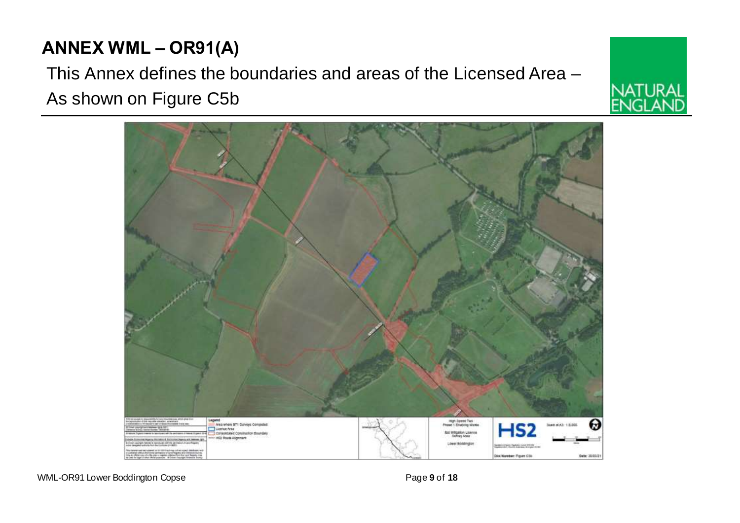## ANNEX WML – OR91(A)

This Annex defines the boundaries and areas of the Licensed Area –
As shown on Figure C5b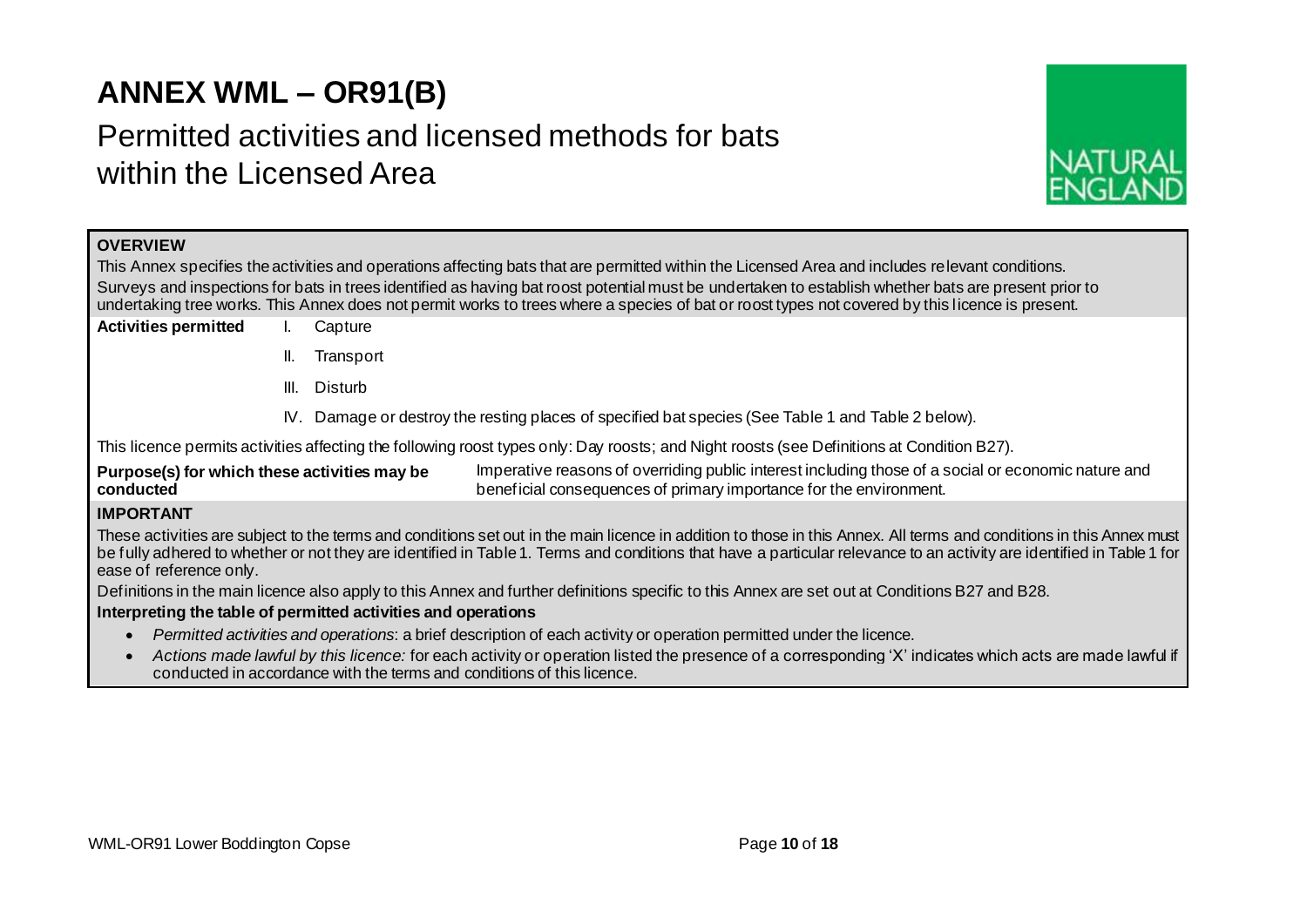# ANNEX WML – OR91(B)

## Permitted activities and licensed methods for bats within the Licensed Area

**OVERVIEW**

This Annex specifies the activities and operations affecting bats that are permitted within the Licensed Area and includes relevant conditions.

Surveys and inspections for bats in trees identified as having bat roost potential must be undertaken to establish whether bats are present prior to undertaking tree works. This Annex does not permit works to trees where a species of bat or roost types not covered by this licence is present.

**Activities permitted**

I. Capture

II. Transport

III. Disturb

IV. Damage or destroy the resting places of specified bat species (See Table 1 and Table 2 below).

This licence permits activities affecting the following roost types only: Day roosts; and Night roosts (see Definitions at Condition B27).

**Purpose(s) for which these activities may be conducted** Imperative reasons of overriding public interest including those of a social or economic nature and beneficial consequences of primary importance for the environment.

**IMPORTANT**

These activities are subject to the terms and conditions set out in the main licence in addition to those in this Annex. All terms and conditions in this Annex must be fully adhered to whether or not they are identified in Table 1. Terms and conditions that have a particular relevance to an activity are identified in Table 1 for ease of reference only.

Definitions in the main licence also apply to this Annex and further definitions specific to this Annex are set out at Conditions B27 and B28.

**Interpreting the table of permitted activities and operations**

- *Permitted activities and operations*: a brief description of each activity or operation permitted under the licence.
- *Actions made lawful by this licence:* for each activity or operation listed the presence of a corresponding 'X' indicates which acts are made lawful if conducted in accordance with the terms and conditions of this licence.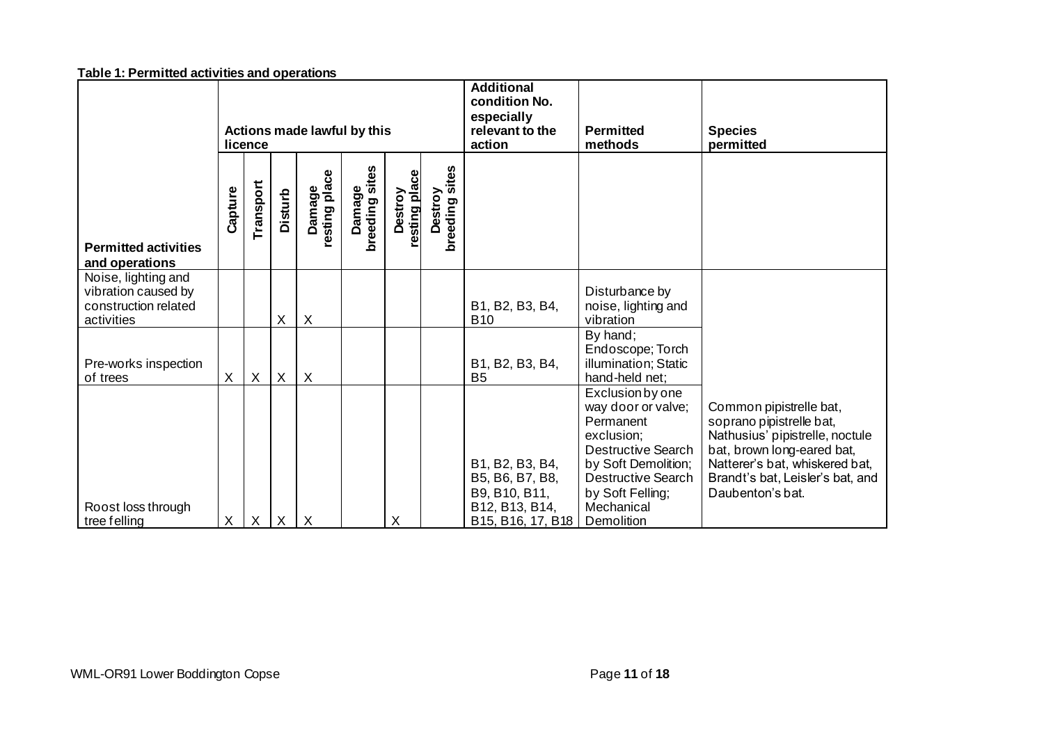**Table 1: Permitted activities and operations**

| Permitted activities and operations | Actions made lawful by this licence | | | | | | | Additional condition No. especially relevant to the action | Permitted methods | Species permitted |
|---|---|---|---|---|---|---|---|---|---|---|
| | Capture | Transport | Disturb | Damage resting place | Damage breeding sites | Destroy resting place | Destroy breeding sites | | | |
| Noise, lighting and vibration caused by construction related activities | | | X | X | | | | B1, B2, B3, B4, B10 | Disturbance by noise, lighting and vibration | Common pipistrelle bat, soprano pipistrelle bat, Nathusius' pipistrelle, noctule bat, brown long-eared bat, Natterer's bat, whiskered bat, Brandt's bat, Leisler's bat, and Daubenton's bat. |
| Pre-works inspection of trees | X | X | X | X | | | | B1, B2, B3, B4, B5 | By hand; Endoscope; Torch illumination; Static hand-held net; | |
| Roost loss through tree felling | X | X | X | X | | X | | B1, B2, B3, B4, B5, B6, B7, B8, B9, B10, B11, B12, B13, B14, B15, B16, 17, B18 | Exclusion by one way door or valve; Permanent exclusion; Destructive Search by Soft Demolition; Destructive Search by Soft Felling; Mechanical Demolition | |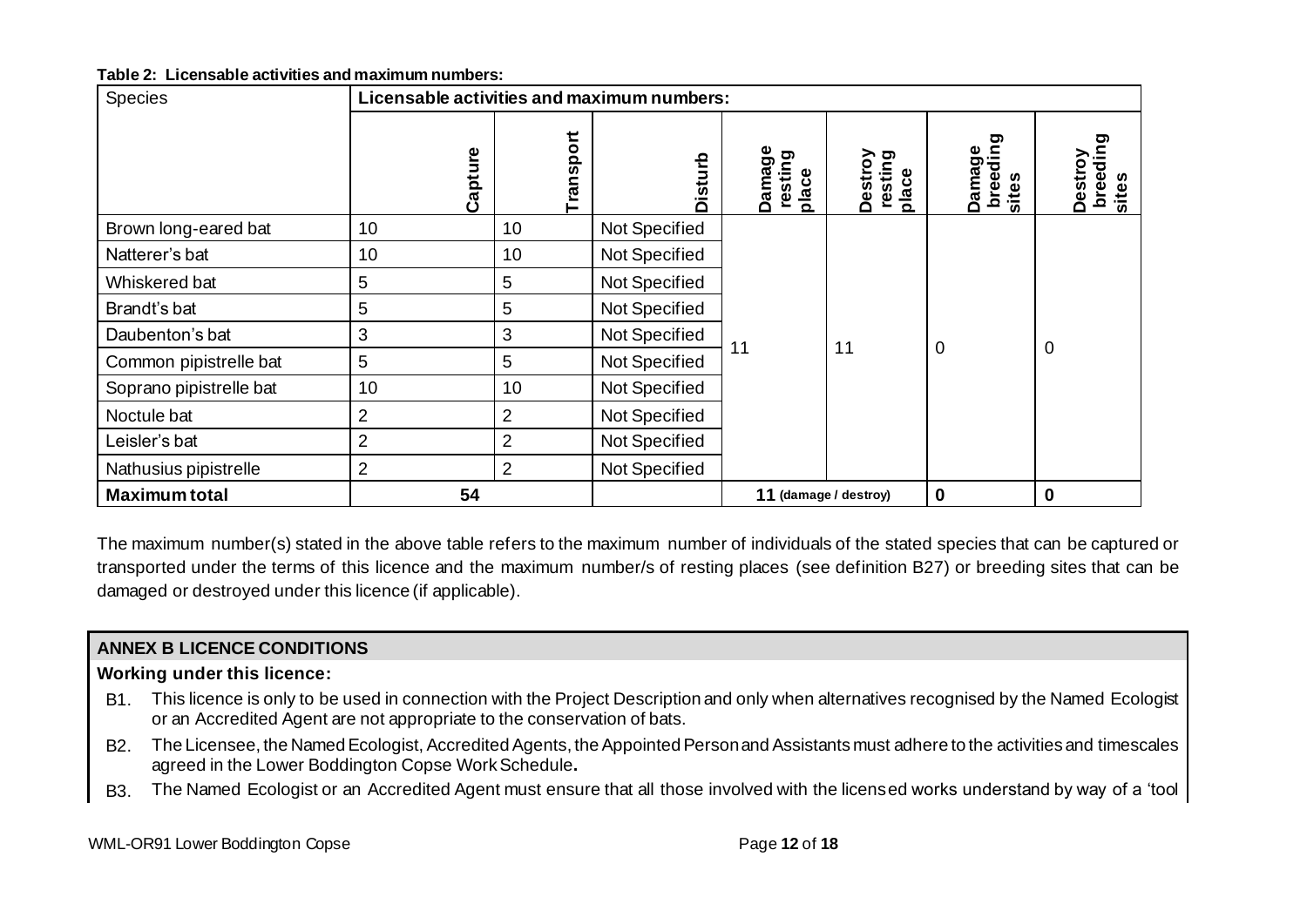**Table 2: Licensable activities and maximum numbers:**

| Species | Licensable activities and maximum numbers: | | | | | | |
|---|---|---|---|---|---|---|---|
| | Capture | Transport | Disturb | Damage resting place | Destroy resting place | Damage breeding sites | Destroy breeding sites |
| Brown long-eared bat | 10 | 10 | Not Specified | 11 | 11 | 0 | 0 |
| Natterer's bat | 10 | 10 | Not Specified | | | | |
| Whiskered bat | 5 | 5 | Not Specified | | | | |
| Brandt's bat | 5 | 5 | Not Specified | | | | |
| Daubenton's bat | 3 | 3 | Not Specified | | | | |
| Common pipistrelle bat | 5 | 5 | Not Specified | | | | |
| Soprano pipistrelle bat | 10 | 10 | Not Specified | | | | |
| Noctule bat | 2 | 2 | Not Specified | | | | |
| Leisler's bat | 2 | 2 | Not Specified | | | | |
| Nathusius pipistrelle | 2 | 2 | Not Specified | | | | |
| **Maximum total** | **54** | | | **11** (damage / destroy) | | **0** | **0** |

The maximum number(s) stated in the above table refers to the maximum number of individuals of the stated species that can be captured or transported under the terms of this licence and the maximum number/s of resting places (see definition B27) or breeding sites that can be damaged or destroyed under this licence (if applicable).

## ANNEX B LICENCE CONDITIONS

**Working under this licence:**

B1. This licence is only to be used in connection with the Project Description and only when alternatives recognised by the Named Ecologist or an Accredited Agent are not appropriate to the conservation of bats.

B2. The Licensee, the Named Ecologist, Accredited Agents, the Appointed Person and Assistants must adhere to the activities and timescales agreed in the Lower Boddington Copse Work Schedule**.**

B3. The Named Ecologist or an Accredited Agent must ensure that all those involved with the licensed works understand by way of a 'tool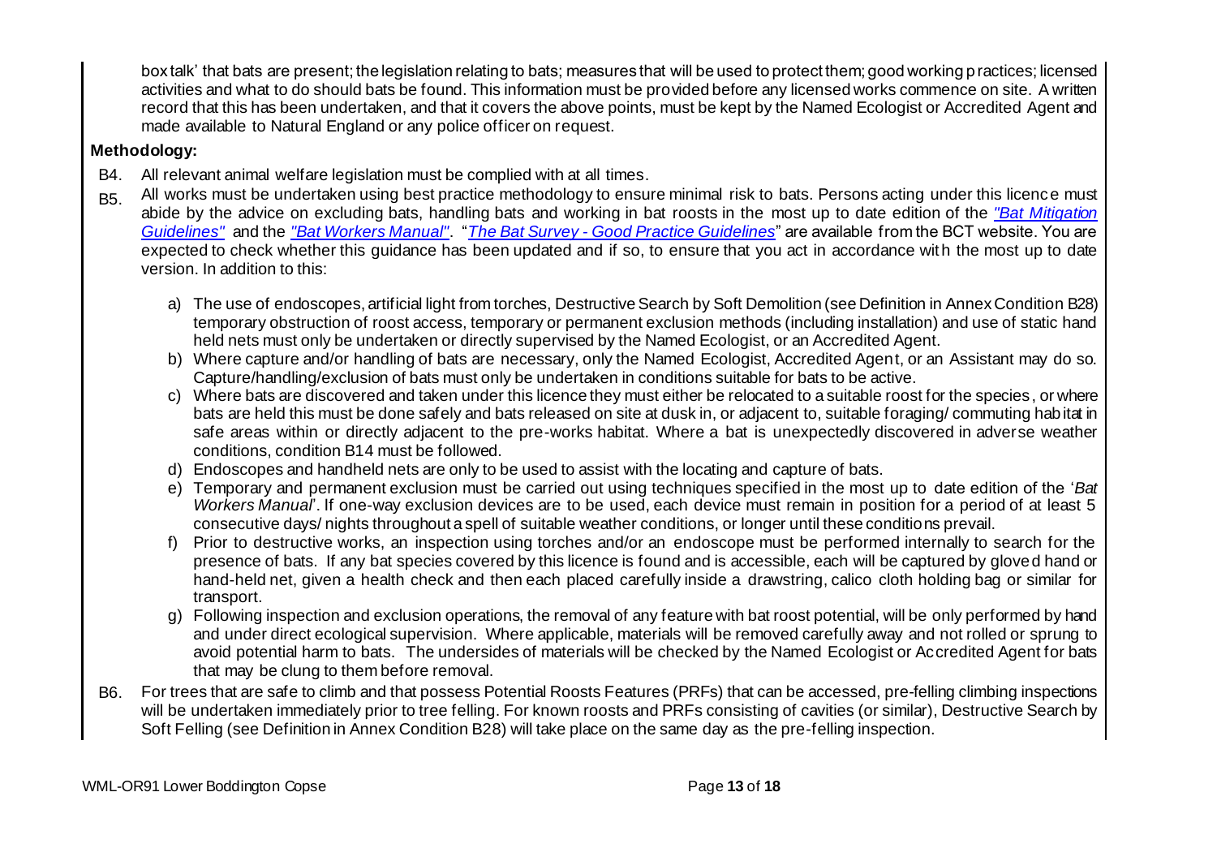box talk' that bats are present; the legislation relating to bats; measures that will be used to protect them; good working practices; licensed activities and what to do should bats be found. This information must be provided before any licensed works commence on site. A written record that this has been undertaken, and that it covers the above points, must be kept by the Named Ecologist or Accredited Agent and made available to Natural England or any police officer on request.

**Methodology:**

B4. All relevant animal welfare legislation must be complied with at all times.

B5. All works must be undertaken using best practice methodology to ensure minimal risk to bats. Persons acting under this licence must abide by the advice on excluding bats, handling bats and working in bat roosts in the most up to date edition of the *"Bat Mitigation Guidelines"* and the *"Bat Workers Manual"*. "*The Bat Survey - Good Practice Guidelines*" are available from the BCT website. You are expected to check whether this guidance has been updated and if so, to ensure that you act in accordance with the most up to date version. In addition to this:

a) The use of endoscopes, artificial light from torches, Destructive Search by Soft Demolition (see Definition in Annex Condition B28) temporary obstruction of roost access, temporary or permanent exclusion methods (including installation) and use of static hand held nets must only be undertaken or directly supervised by the Named Ecologist, or an Accredited Agent.

b) Where capture and/or handling of bats are necessary, only the Named Ecologist, Accredited Agent, or an Assistant may do so. Capture/handling/exclusion of bats must only be undertaken in conditions suitable for bats to be active.

c) Where bats are discovered and taken under this licence they must either be relocated to a suitable roost for the species, or where bats are held this must be done safely and bats released on site at dusk in, or adjacent to, suitable foraging/ commuting habitat in safe areas within or directly adjacent to the pre-works habitat. Where a bat is unexpectedly discovered in adverse weather conditions, condition B14 must be followed.

d) Endoscopes and handheld nets are only to be used to assist with the locating and capture of bats.

e) Temporary and permanent exclusion must be carried out using techniques specified in the most up to date edition of the '*Bat Workers Manual*'. If one-way exclusion devices are to be used, each device must remain in position for a period of at least 5 consecutive days/ nights throughout a spell of suitable weather conditions, or longer until these conditions prevail.

f) Prior to destructive works, an inspection using torches and/or an endoscope must be performed internally to search for the presence of bats. If any bat species covered by this licence is found and is accessible, each will be captured by gloved hand or hand-held net, given a health check and then each placed carefully inside a drawstring, calico cloth holding bag or similar for transport.

g) Following inspection and exclusion operations, the removal of any feature with bat roost potential, will be only performed by hand and under direct ecological supervision. Where applicable, materials will be removed carefully away and not rolled or sprung to avoid potential harm to bats. The undersides of materials will be checked by the Named Ecologist or Accredited Agent for bats that may be clung to them before removal.

B6. For trees that are safe to climb and that possess Potential Roosts Features (PRFs) that can be accessed, pre-felling climbing inspections will be undertaken immediately prior to tree felling. For known roosts and PRFs consisting of cavities (or similar), Destructive Search by Soft Felling (see Definition in Annex Condition B28) will take place on the same day as the pre-felling inspection.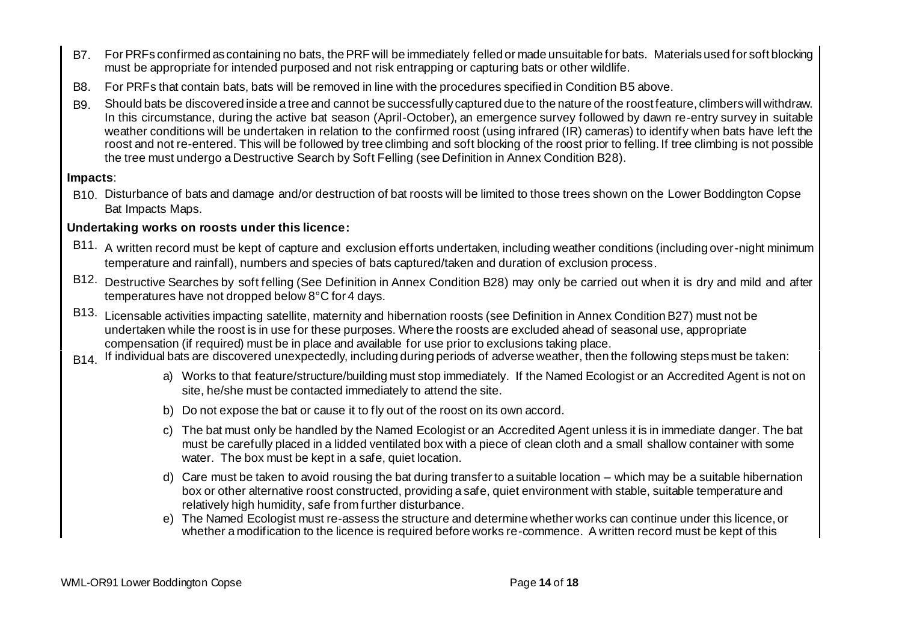B7. For PRFs confirmed as containing no bats, the PRF will be immediately felled or made unsuitable for bats. Materials used for soft blocking must be appropriate for intended purposed and not risk entrapping or capturing bats or other wildlife.

B8. For PRFs that contain bats, bats will be removed in line with the procedures specified in Condition B5 above.

B9. Should bats be discovered inside a tree and cannot be successfully captured due to the nature of the roost feature, climbers will withdraw. In this circumstance, during the active bat season (April-October), an emergence survey followed by dawn re-entry survey in suitable weather conditions will be undertaken in relation to the confirmed roost (using infrared (IR) cameras) to identify when bats have left the roost and not re-entered. This will be followed by tree climbing and soft blocking of the roost prior to felling. If tree climbing is not possible the tree must undergo a Destructive Search by Soft Felling (see Definition in Annex Condition B28).

**Impacts**:

B10. Disturbance of bats and damage and/or destruction of bat roosts will be limited to those trees shown on the Lower Boddington Copse Bat Impacts Maps.

**Undertaking works on roosts under this licence:**

B11. A written record must be kept of capture and exclusion efforts undertaken, including weather conditions (including over-night minimum temperature and rainfall), numbers and species of bats captured/taken and duration of exclusion process.

B12. Destructive Searches by soft felling (See Definition in Annex Condition B28) may only be carried out when it is dry and mild and after temperatures have not dropped below 8°C for 4 days.

B13. Licensable activities impacting satellite, maternity and hibernation roosts (see Definition in Annex Condition B27) must not be undertaken while the roost is in use for these purposes. Where the roosts are excluded ahead of seasonal use, appropriate compensation (if required) must be in place and available for use prior to exclusions taking place.

B14. If individual bats are discovered unexpectedly, including during periods of adverse weather, then the following steps must be taken:

a) Works to that feature/structure/building must stop immediately. If the Named Ecologist or an Accredited Agent is not on site, he/she must be contacted immediately to attend the site.

b) Do not expose the bat or cause it to fly out of the roost on its own accord.

c) The bat must only be handled by the Named Ecologist or an Accredited Agent unless it is in immediate danger. The bat must be carefully placed in a lidded ventilated box with a piece of clean cloth and a small shallow container with some water. The box must be kept in a safe, quiet location.

d) Care must be taken to avoid rousing the bat during transfer to a suitable location – which may be a suitable hibernation box or other alternative roost constructed, providing a safe, quiet environment with stable, suitable temperature and relatively high humidity, safe from further disturbance.

e) The Named Ecologist must re-assess the structure and determine whether works can continue under this licence, or whether a modification to the licence is required before works re-commence. A written record must be kept of this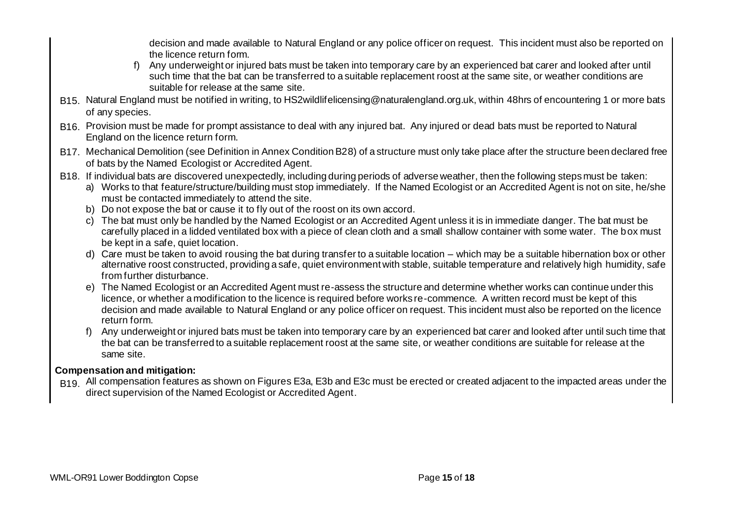decision and made available to Natural England or any police officer on request. This incident must also be reported on the licence return form.

f) Any underweight or injured bats must be taken into temporary care by an experienced bat carer and looked after until such time that the bat can be transferred to a suitable replacement roost at the same site, or weather conditions are suitable for release at the same site.

B15. Natural England must be notified in writing, to HS2wildlifelicensing@naturalengland.org.uk, within 48hrs of encountering 1 or more bats of any species.

B16. Provision must be made for prompt assistance to deal with any injured bat. Any injured or dead bats must be reported to Natural England on the licence return form.

B17. Mechanical Demolition (see Definition in Annex Condition B28) of a structure must only take place after the structure been declared free of bats by the Named Ecologist or Accredited Agent.

B18. If individual bats are discovered unexpectedly, including during periods of adverse weather, then the following steps must be taken:

a) Works to that feature/structure/building must stop immediately. If the Named Ecologist or an Accredited Agent is not on site, he/she must be contacted immediately to attend the site.
b) Do not expose the bat or cause it to fly out of the roost on its own accord.
c) The bat must only be handled by the Named Ecologist or an Accredited Agent unless it is in immediate danger. The bat must be carefully placed in a lidded ventilated box with a piece of clean cloth and a small shallow container with some water. The box must be kept in a safe, quiet location.
d) Care must be taken to avoid rousing the bat during transfer to a suitable location – which may be a suitable hibernation box or other alternative roost constructed, providing a safe, quiet environment with stable, suitable temperature and relatively high humidity, safe from further disturbance.
e) The Named Ecologist or an Accredited Agent must re-assess the structure and determine whether works can continue under this licence, or whether a modification to the licence is required before works re-commence. A written record must be kept of this decision and made available to Natural England or any police officer on request. This incident must also be reported on the licence return form.
f) Any underweight or injured bats must be taken into temporary care by an experienced bat carer and looked after until such time that the bat can be transferred to a suitable replacement roost at the same site, or weather conditions are suitable for release at the same site.

**Compensation and mitigation:**

B19. All compensation features as shown on Figures E3a, E3b and E3c must be erected or created adjacent to the impacted areas under the direct supervision of the Named Ecologist or Accredited Agent.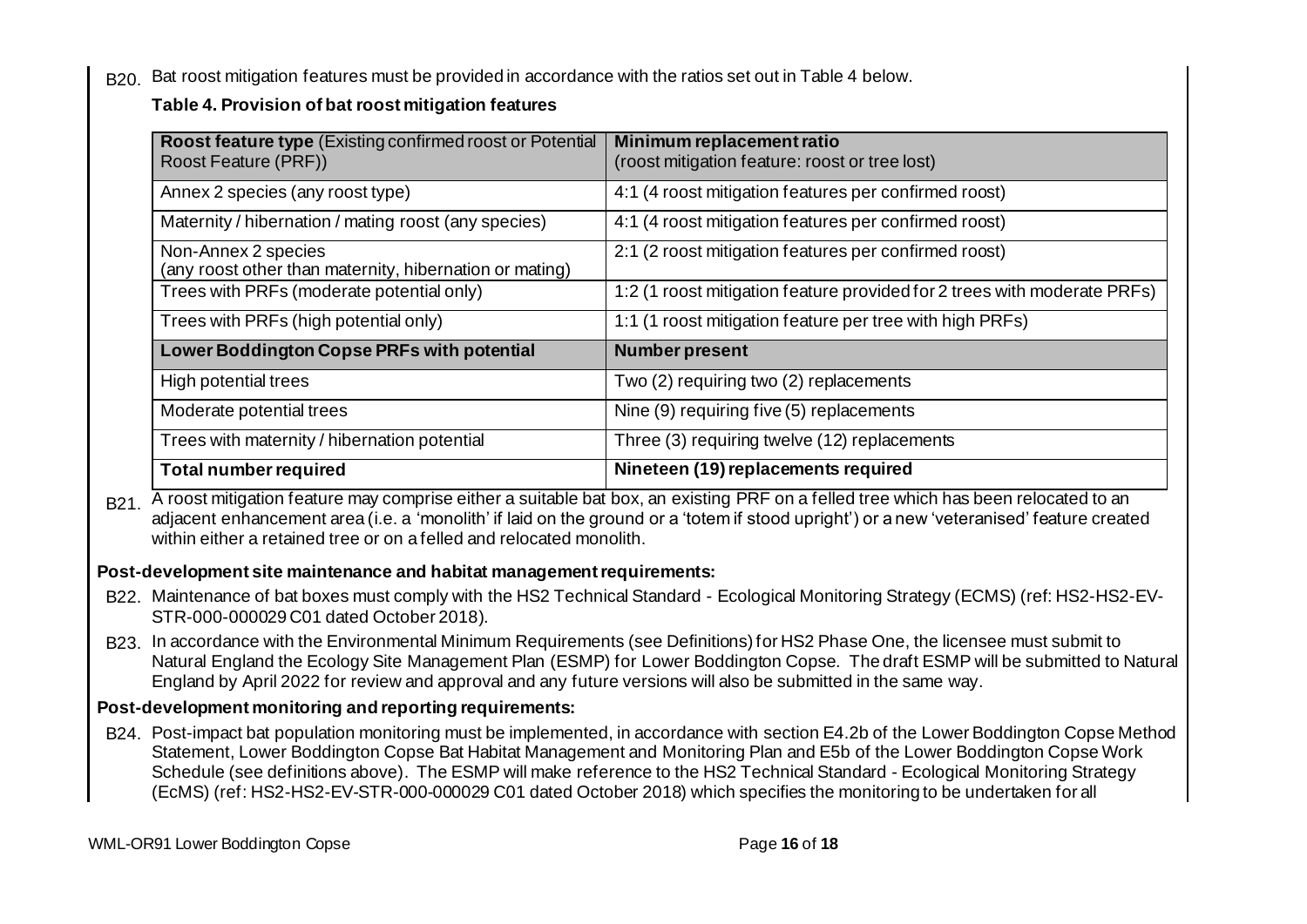B20. Bat roost mitigation features must be provided in accordance with the ratios set out in Table 4 below.

**Table 4. Provision of bat roost mitigation features**

| **Roost feature type** (Existing confirmed roost or Potential Roost Feature (PRF)) | **Minimum replacement ratio** (roost mitigation feature: roost or tree lost) |
|---|---|
| Annex 2 species (any roost type) | 4:1 (4 roost mitigation features per confirmed roost) |
| Maternity / hibernation / mating roost (any species) | 4:1 (4 roost mitigation features per confirmed roost) |
| Non-Annex 2 species (any roost other than maternity, hibernation or mating) | 2:1 (2 roost mitigation features per confirmed roost) |
| Trees with PRFs (moderate potential only) | 1:2 (1 roost mitigation feature provided for 2 trees with moderate PRFs) |
| Trees with PRFs (high potential only) | 1:1 (1 roost mitigation feature per tree with high PRFs) |
| **Lower Boddington Copse PRFs with potential** | **Number present** |
| High potential trees | Two (2) requiring two (2) replacements |
| Moderate potential trees | Nine (9) requiring five (5) replacements |
| Trees with maternity / hibernation potential | Three (3) requiring twelve (12) replacements |
| **Total number required** | **Nineteen (19) replacements required** |

B21. A roost mitigation feature may comprise either a suitable bat box, an existing PRF on a felled tree which has been relocated to an adjacent enhancement area (i.e. a 'monolith' if laid on the ground or a 'totem if stood upright') or a new 'veteranised' feature created within either a retained tree or on a felled and relocated monolith.

**Post-development site maintenance and habitat management requirements:**

B22. Maintenance of bat boxes must comply with the HS2 Technical Standard - Ecological Monitoring Strategy (ECMS) (ref: HS2-HS2-EV-STR-000-000029 C01 dated October 2018).

B23. In accordance with the Environmental Minimum Requirements (see Definitions) for HS2 Phase One, the licensee must submit to Natural England the Ecology Site Management Plan (ESMP) for Lower Boddington Copse. The draft ESMP will be submitted to Natural England by April 2022 for review and approval and any future versions will also be submitted in the same way.

**Post-development monitoring and reporting requirements:**

B24. Post-impact bat population monitoring must be implemented, in accordance with section E4.2b of the Lower Boddington Copse Method Statement, Lower Boddington Copse Bat Habitat Management and Monitoring Plan and E5b of the Lower Boddington Copse Work Schedule (see definitions above). The ESMP will make reference to the HS2 Technical Standard - Ecological Monitoring Strategy (EcMS) (ref: HS2-HS2-EV-STR-000-000029 C01 dated October 2018) which specifies the monitoring to be undertaken for all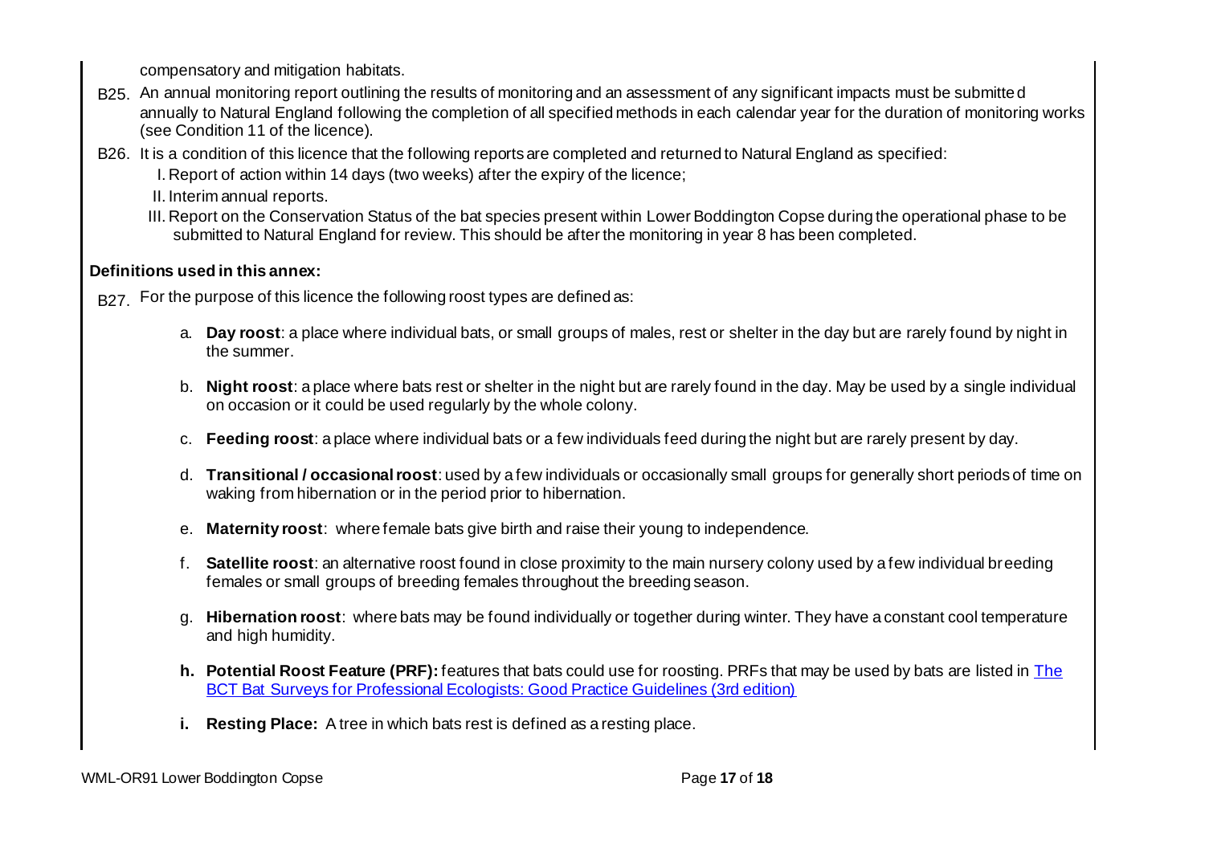compensatory and mitigation habitats.

B25. An annual monitoring report outlining the results of monitoring and an assessment of any significant impacts must be submitted annually to Natural England following the completion of all specified methods in each calendar year for the duration of monitoring works (see Condition 11 of the licence).

B26. It is a condition of this licence that the following reports are completed and returned to Natural England as specified:

I. Report of action within 14 days (two weeks) after the expiry of the licence;

II. Interim annual reports.

III. Report on the Conservation Status of the bat species present within Lower Boddington Copse during the operational phase to be submitted to Natural England for review. This should be after the monitoring in year 8 has been completed.

**Definitions used in this annex:**

B27. For the purpose of this licence the following roost types are defined as:

a. **Day roost**: a place where individual bats, or small groups of males, rest or shelter in the day but are rarely found by night in the summer.

b. **Night roost**: a place where bats rest or shelter in the night but are rarely found in the day. May be used by a single individual on occasion or it could be used regularly by the whole colony.

c. **Feeding roost**: a place where individual bats or a few individuals feed during the night but are rarely present by day.

d. **Transitional / occasional roost**: used by a few individuals or occasionally small groups for generally short periods of time on waking from hibernation or in the period prior to hibernation.

e. **Maternity roost**: where female bats give birth and raise their young to independence.

f. **Satellite roost**: an alternative roost found in close proximity to the main nursery colony used by a few individual breeding females or small groups of breeding females throughout the breeding season.

g. **Hibernation roost**: where bats may be found individually or together during winter. They have a constant cool temperature and high humidity.

h. **Potential Roost Feature (PRF):** features that bats could use for roosting. PRFs that may be used by bats are listed in The BCT Bat Surveys for Professional Ecologists: Good Practice Guidelines (3rd edition)

i. **Resting Place:** A tree in which bats rest is defined as a resting place.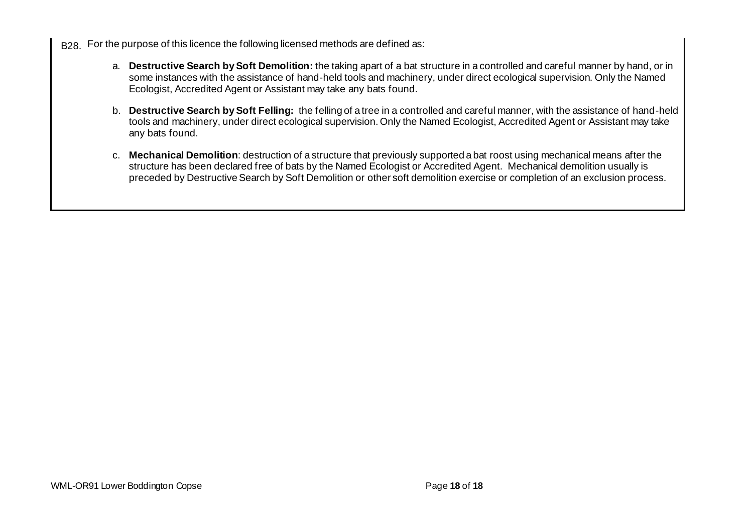B28. For the purpose of this licence the following licensed methods are defined as:

a. **Destructive Search by Soft Demolition:** the taking apart of a bat structure in a controlled and careful manner by hand, or in some instances with the assistance of hand-held tools and machinery, under direct ecological supervision. Only the Named Ecologist, Accredited Agent or Assistant may take any bats found.

b. **Destructive Search by Soft Felling:** the felling of a tree in a controlled and careful manner, with the assistance of hand-held tools and machinery, under direct ecological supervision. Only the Named Ecologist, Accredited Agent or Assistant may take any bats found.

c. **Mechanical Demolition**: destruction of a structure that previously supported a bat roost using mechanical means after the structure has been declared free of bats by the Named Ecologist or Accredited Agent. Mechanical demolition usually is preceded by Destructive Search by Soft Demolition or other soft demolition exercise or completion of an exclusion process.